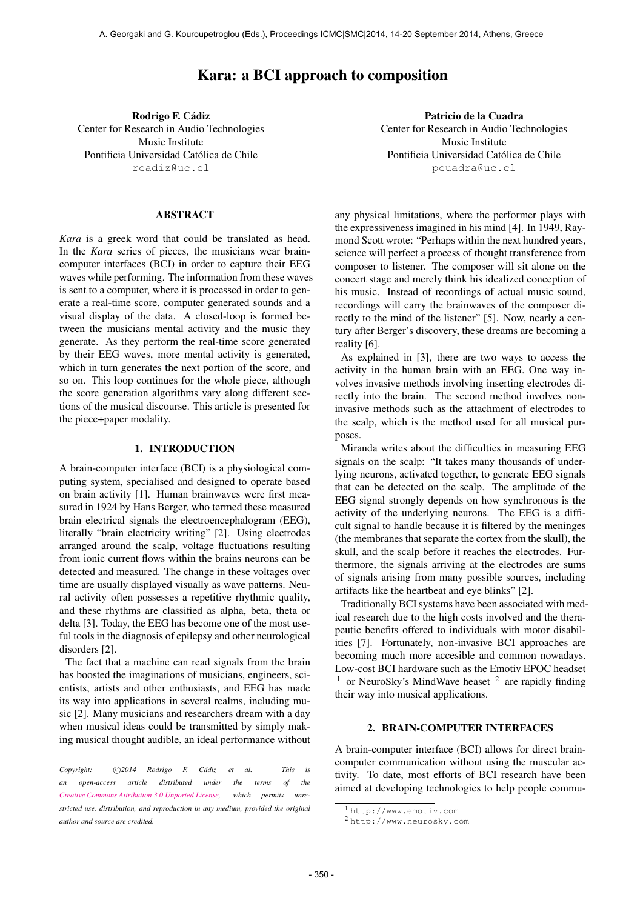# Kara: a BCI approach to composition

**Rodrigo F. Cádiz**
Center for Research in Audio Technologies
Music Institute
Pontificia Universidad Católica de Chile
rcadiz@uc.cl

**Patricio de la Cuadra**
Center for Research in Audio Technologies
Music Institute
Pontificia Universidad Católica de Chile
pcuadra@uc.cl

## ABSTRACT

*Kara* is a greek word that could be translated as head. In the *Kara* series of pieces, the musicians wear brain-computer interfaces (BCI) in order to capture their EEG waves while performing. The information from these waves is sent to a computer, where it is processed in order to generate a real-time score, computer generated sounds and a visual display of the data. A closed-loop is formed between the musicians mental activity and the music they generate. As they perform the real-time score generated by their EEG waves, more mental activity is generated, which in turn generates the next portion of the score, and so on. This loop continues for the whole piece, although the score generation algorithms vary along different sections of the musical discourse. This article is presented for the piece+paper modality.

## 1. INTRODUCTION

A brain-computer interface (BCI) is a physiological computing system, specialised and designed to operate based on brain activity [1]. Human brainwaves were first measured in 1924 by Hans Berger, who termed these measured brain electrical signals the electroencephalogram (EEG), literally "brain electricity writing" [2]. Using electrodes arranged around the scalp, voltage fluctuations resulting from ionic current flows within the brains neurons can be detected and measured. The change in these voltages over time are usually displayed visually as wave patterns. Neural activity often possesses a repetitive rhythmic quality, and these rhythms are classified as alpha, beta, theta or delta [3]. Today, the EEG has become one of the most useful tools in the diagnosis of epilepsy and other neurological disorders [2].

The fact that a machine can read signals from the brain has boosted the imaginations of musicians, engineers, scientists, artists and other enthusiasts, and EEG has made its way into applications in several realms, including music [2]. Many musicians and researchers dream with a day when musical ideas could be transmitted by simply making musical thought audible, an ideal performance without any physical limitations, where the performer plays with the expressiveness imagined in his mind [4]. In 1949, Raymond Scott wrote: "Perhaps within the next hundred years, science will perfect a process of thought transference from composer to listener. The composer will sit alone on the concert stage and merely think his idealized conception of his music. Instead of recordings of actual music sound, recordings will carry the brainwaves of the composer directly to the mind of the listener" [5]. Now, nearly a century after Berger's discovery, these dreams are becoming a reality [6].

As explained in [3], there are two ways to access the activity in the human brain with an EEG. One way involves invasive methods involving inserting electrodes directly into the brain. The second method involves non-invasive methods such as the attachment of electrodes to the scalp, which is the method used for all musical purposes.

Miranda writes about the difficulties in measuring EEG signals on the scalp: "It takes many thousands of underlying neurons, activated together, to generate EEG signals that can be detected on the scalp. The amplitude of the EEG signal strongly depends on how synchronous is the activity of the underlying neurons. The EEG is a difficult signal to handle because it is filtered by the meninges (the membranes that separate the cortex from the skull), the skull, and the scalp before it reaches the electrodes. Furthermore, the signals arriving at the electrodes are sums of signals arising from many possible sources, including artifacts like the heartbeat and eye blinks" [2].

Traditionally BCI systems have been associated with medical research due to the high costs involved and the therapeutic benefits offered to individuals with motor disabilities [7]. Fortunately, non-invasive BCI approaches are becoming much more accesible and common nowadays. Low-cost BCI hardware such as the Emotiv EPOC headset [1] or NeuroSky's MindWave heaset [2] are rapidly finding their way into musical applications.

## 2. BRAIN-COMPUTER INTERFACES

A brain-computer interface (BCI) allows for direct brain-computer communication without using the muscular activity. To date, most efforts of BCI research have been aimed at developing technologies to help people commu-

*Copyright: ©2014 Rodrigo F. Cádiz et al. This is an open-access article distributed under the terms of the Creative Commons Attribution 3.0 Unported License, which permits unrestricted use, distribution, and reproduction in any medium, provided the original author and source are credited.*

[1] http://www.emotiv.com

[2] http://www.neurosky.com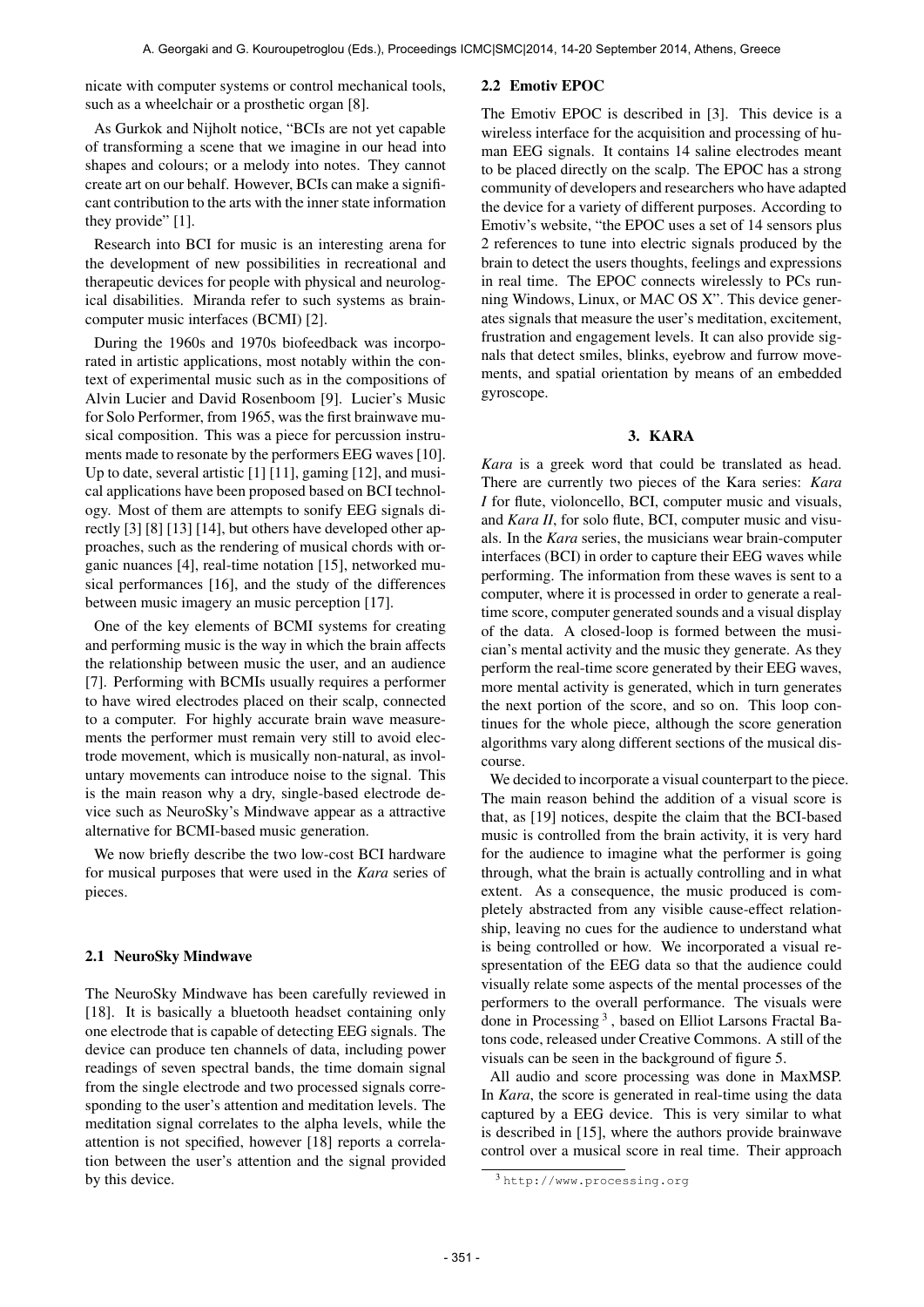nicate with computer systems or control mechanical tools, such as a wheelchair or a prosthetic organ [8].

As Gurkok and Nijholt notice, "BCIs are not yet capable of transforming a scene that we imagine in our head into shapes and colours; or a melody into notes. They cannot create art on our behalf. However, BCIs can make a significant contribution to the arts with the inner state information they provide" [1].

Research into BCI for music is an interesting arena for the development of new possibilities in recreational and therapeutic devices for people with physical and neurological disabilities. Miranda refer to such systems as brain-computer music interfaces (BCMI) [2].

During the 1960s and 1970s biofeedback was incorporated in artistic applications, most notably within the context of experimental music such as in the compositions of Alvin Lucier and David Rosenboom [9]. Lucier's Music for Solo Performer, from 1965, was the first brainwave musical composition. This was a piece for percussion instruments made to resonate by the performers EEG waves [10]. Up to date, several artistic [1] [11], gaming [12], and musical applications have been proposed based on BCI technology. Most of them are attempts to sonify EEG signals directly [3] [8] [13] [14], but others have developed other approaches, such as the rendering of musical chords with organic nuances [4], real-time notation [15], networked musical performances [16], and the study of the differences between music imagery an music perception [17].

One of the key elements of BCMI systems for creating and performing music is the way in which the brain affects the relationship between music the user, and an audience [7]. Performing with BCMIs usually requires a performer to have wired electrodes placed on their scalp, connected to a computer. For highly accurate brain wave measurements the performer must remain very still to avoid electrode movement, which is musically non-natural, as involuntary movements can introduce noise to the signal. This is the main reason why a dry, single-based electrode device such as NeuroSky's Mindwave appear as a attractive alternative for BCMI-based music generation.

We now briefly describe the two low-cost BCI hardware for musical purposes that were used in the *Kara* series of pieces.

### 2.1 NeuroSky Mindwave

The NeuroSky Mindwave has been carefully reviewed in [18]. It is basically a bluetooth headset containing only one electrode that is capable of detecting EEG signals. The device can produce ten channels of data, including power readings of seven spectral bands, the time domain signal from the single electrode and two processed signals corresponding to the user's attention and meditation levels. The meditation signal correlates to the alpha levels, while the attention is not specified, however [18] reports a correlation between the user's attention and the signal provided by this device.

### 2.2 Emotiv EPOC

The Emotiv EPOC is described in [3]. This device is a wireless interface for the acquisition and processing of human EEG signals. It contains 14 saline electrodes meant to be placed directly on the scalp. The EPOC has a strong community of developers and researchers who have adapted the device for a variety of different purposes. According to Emotiv's website, "the EPOC uses a set of 14 sensors plus 2 references to tune into electric signals produced by the brain to detect the users thoughts, feelings and expressions in real time. The EPOC connects wirelessly to PCs running Windows, Linux, or MAC OS X". This device generates signals that measure the user's meditation, excitement, frustration and engagement levels. It can also provide signals that detect smiles, blinks, eyebrow and furrow movements, and spatial orientation by means of an embedded gyroscope.

## 3. KARA

*Kara* is a greek word that could be translated as head. There are currently two pieces of the Kara series: *Kara I* for flute, violoncello, BCI, computer music and visuals, and *Kara II*, for solo flute, BCI, computer music and visuals. In the *Kara* series, the musicians wear brain-computer interfaces (BCI) in order to capture their EEG waves while performing. The information from these waves is sent to a computer, where it is processed in order to generate a real-time score, computer generated sounds and a visual display of the data. A closed-loop is formed between the musician's mental activity and the music they generate. As they perform the real-time score generated by their EEG waves, more mental activity is generated, which in turn generates the next portion of the score, and so on. This loop continues for the whole piece, although the score generation algorithms vary along different sections of the musical discourse.

We decided to incorporate a visual counterpart to the piece. The main reason behind the addition of a visual score is that, as [19] notices, despite the claim that the BCI-based music is controlled from the brain activity, it is very hard for the audience to imagine what the performer is going through, what the brain is actually controlling and in what extent. As a consequence, the music produced is completely abstracted from any visible cause-effect relationship, leaving no cues for the audience to understand what is being controlled or how. We incorporated a visual respresentation of the EEG data so that the audience could visually relate some aspects of the mental processes of the performers to the overall performance. The visuals were done in Processing [3], based on Elliot Larsons Fractal Batons code, released under Creative Commons. A still of the visuals can be seen in the background of figure 5.

All audio and score processing was done in MaxMSP. In *Kara*, the score is generated in real-time using the data captured by a EEG device. This is very similar to what is described in [15], where the authors provide brainwave control over a musical score in real time. Their approach

[3] http://www.processing.org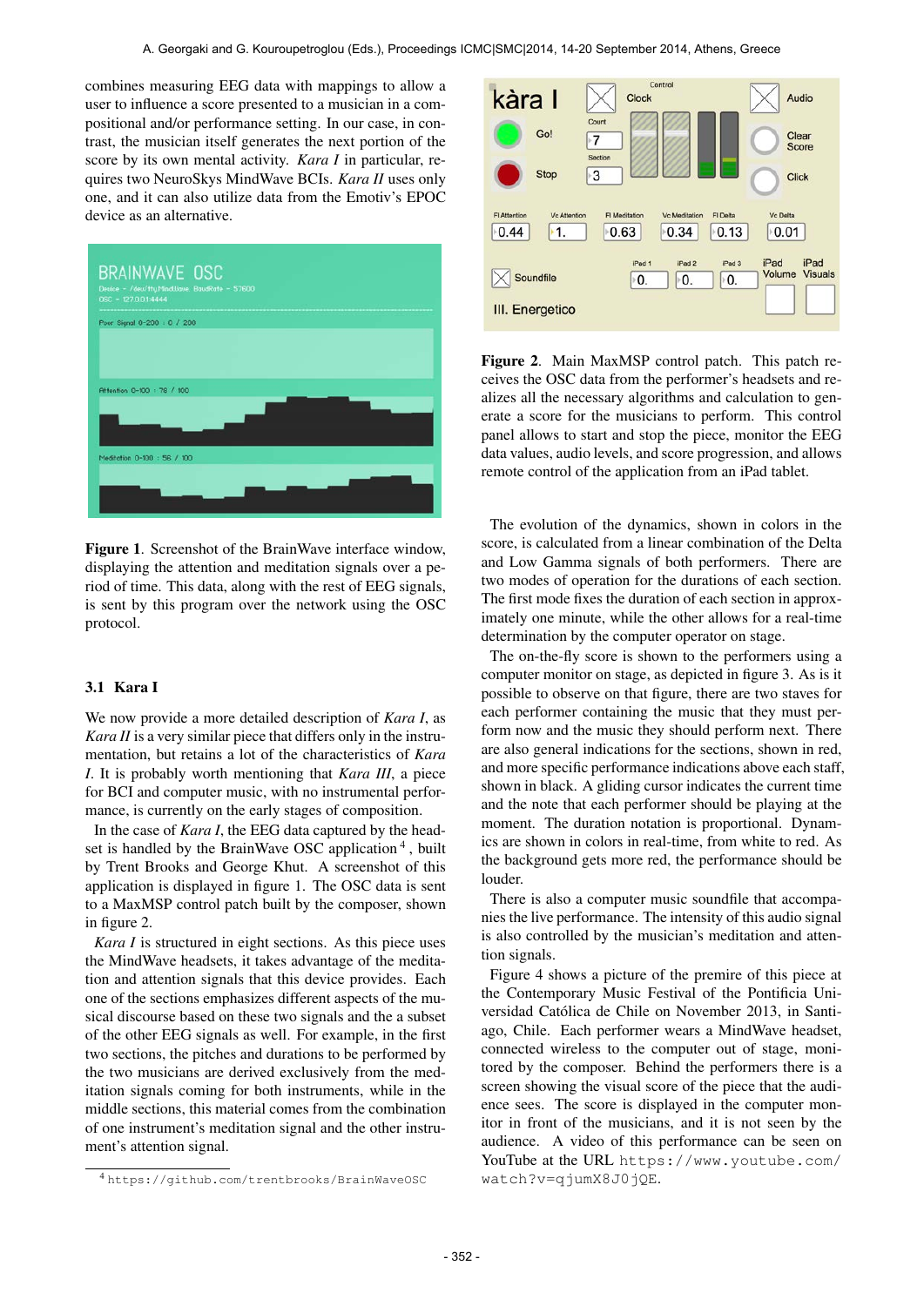combines measuring EEG data with mappings to allow a user to influence a score presented to a musician in a compositional and/or performance setting. In our case, in contrast, the musician itself generates the next portion of the score by its own mental activity. *Kara I* in particular, requires two NeuroSkys MindWave BCIs. *Kara II* uses only one, and it can also utilize data from the Emotiv's EPOC device as an alternative.

**Figure 1**. Screenshot of the BrainWave interface window, displaying the attention and meditation signals over a period of time. This data, along with the rest of EEG signals, is sent by this program over the network using the OSC protocol.

### 3.1 Kara I

We now provide a more detailed description of *Kara I*, as *Kara II* is a very similar piece that differs only in the instrumentation, but retains a lot of the characteristics of *Kara I*. It is probably worth mentioning that *Kara III*, a piece for BCI and computer music, with no instrumental performance, is currently on the early stages of composition.

In the case of *Kara I*, the EEG data captured by the headset is handled by the BrainWave OSC application[4], built by Trent Brooks and George Khut. A screenshot of this application is displayed in figure 1. The OSC data is sent to a MaxMSP control patch built by the composer, shown in figure 2.

*Kara I* is structured in eight sections. As this piece uses the MindWave headsets, it takes advantage of the meditation and attention signals that this device provides. Each one of the sections emphasizes different aspects of the musical discourse based on these two signals and the a subset of the other EEG signals as well. For example, in the first two sections, the pitches and durations to be performed by the two musicians are derived exclusively from the meditation signals coming for both instruments, while in the middle sections, this material comes from the combination of one instrument's meditation signal and the other instrument's attention signal.

[4] https://github.com/trentbrooks/BrainWaveOSC

**Figure 2**. Main MaxMSP control patch. This patch receives the OSC data from the performer's headsets and realizes all the necessary algorithms and calculation to generate a score for the musicians to perform. This control panel allows to start and stop the piece, monitor the EEG data values, audio levels, and score progression, and allows remote control of the application from an iPad tablet.

The evolution of the dynamics, shown in colors in the score, is calculated from a linear combination of the Delta and Low Gamma signals of both performers. There are two modes of operation for the durations of each section. The first mode fixes the duration of each section in approximately one minute, while the other allows for a real-time determination by the computer operator on stage.

The on-the-fly score is shown to the performers using a computer monitor on stage, as depicted in figure 3. As is it possible to observe on that figure, there are two staves for each performer containing the music that they must perform now and the music they should perform next. There are also general indications for the sections, shown in red, and more specific performance indications above each staff, shown in black. A gliding cursor indicates the current time and the note that each performer should be playing at the moment. The duration notation is proportional. Dynamics are shown in colors in real-time, from white to red. As the background gets more red, the performance should be louder.

There is also a computer music soundfile that accompanies the live performance. The intensity of this audio signal is also controlled by the musician's meditation and attention signals.

Figure 4 shows a picture of the premire of this piece at the Contemporary Music Festival of the Pontificia Universidad Católica de Chile on November 2013, in Santiago, Chile. Each performer wears a MindWave headset, connected wireless to the computer out of stage, monitored by the composer. Behind the performers there is a screen showing the visual score of the piece that the audience sees. The score is displayed in the computer monitor in front of the musicians, and it is not seen by the audience. A video of this performance can be seen on YouTube at the URL https://www.youtube.com/watch?v=qjumX8J0jQE.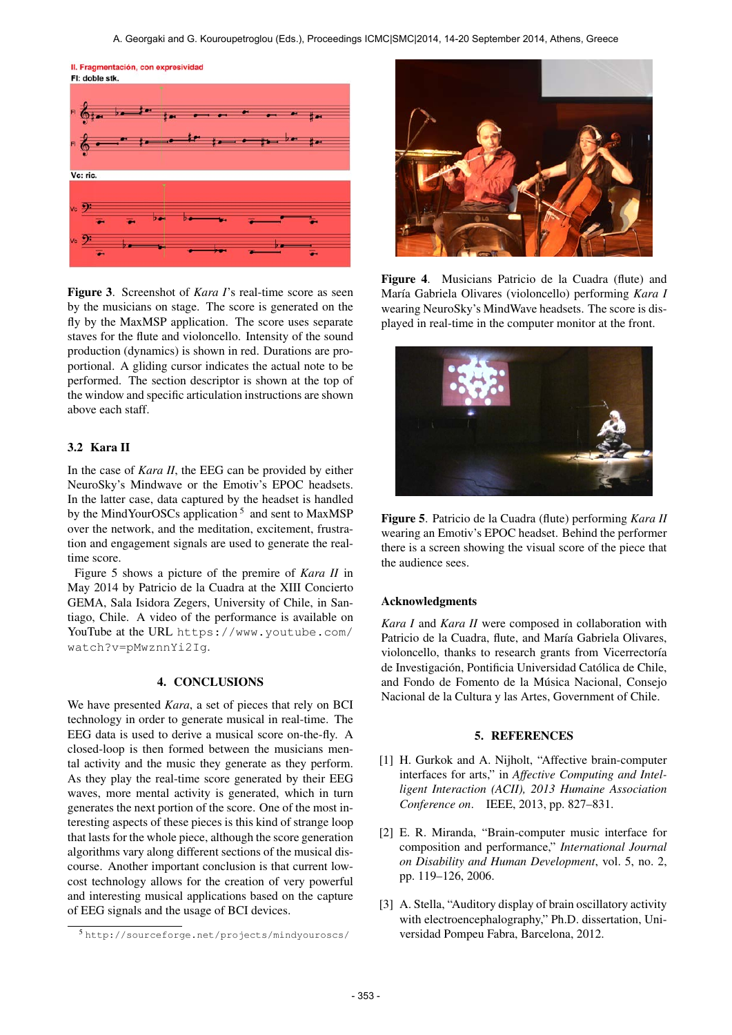**Figure 3**. Screenshot of *Kara I*'s real-time score as seen by the musicians on stage. The score is generated on the fly by the MaxMSP application. The score uses separate staves for the flute and violoncello. Intensity of the sound production (dynamics) is shown in red. Durations are proportional. A gliding cursor indicates the actual note to be performed. The section descriptor is shown at the top of the window and specific articulation instructions are shown above each staff.

### 3.2 Kara II

In the case of *Kara II*, the EEG can be provided by either NeuroSky's Mindwave or the Emotiv's EPOC headsets. In the latter case, data captured by the headset is handled by the MindYourOSCs application [5] and sent to MaxMSP over the network, and the meditation, excitement, frustration and engagement signals are used to generate the real-time score.

Figure 5 shows a picture of the premire of *Kara II* in May 2014 by Patricio de la Cuadra at the XIII Concierto GEMA, Sala Isidora Zegers, University of Chile, in Santiago, Chile. A video of the performance is available on YouTube at the URL `https://www.youtube.com/watch?v=pMwznnYi2Ig`.

## 4. CONCLUSIONS

We have presented *Kara*, a set of pieces that rely on BCI technology in order to generate musical in real-time. The EEG data is used to derive a musical score on-the-fly. A closed-loop is then formed between the musicians mental activity and the music they generate as they perform. As they play the real-time score generated by their EEG waves, more mental activity is generated, which in turn generates the next portion of the score. One of the most interesting aspects of these pieces is this kind of strange loop that lasts for the whole piece, although the score generation algorithms vary along different sections of the musical discourse. Another important conclusion is that current low-cost technology allows for the creation of very powerful and interesting musical applications based on the capture of EEG signals and the usage of BCI devices.

[5] `http://sourceforge.net/projects/mindyouroscs/`

**Figure 4**. Musicians Patricio de la Cuadra (flute) and María Gabriela Olivares (violoncello) performing *Kara I* wearing NeuroSky's MindWave headsets. The score is displayed in real-time in the computer monitor at the front.

**Figure 5**. Patricio de la Cuadra (flute) performing *Kara II* wearing an Emotiv's EPOC headset. Behind the performer there is a screen showing the visual score of the piece that the audience sees.

### Acknowledgments

*Kara I* and *Kara II* were composed in collaboration with Patricio de la Cuadra, flute, and María Gabriela Olivares, violoncello, thanks to research grants from Vicerrectoría de Investigación, Pontificia Universidad Católica de Chile, and Fondo de Fomento de la Música Nacional, Consejo Nacional de la Cultura y las Artes, Government of Chile.

## 5. REFERENCES

[1] H. Gurkok and A. Nijholt, "Affective brain-computer interfaces for arts," in *Affective Computing and Intelligent Interaction (ACII), 2013 Humaine Association Conference on*. IEEE, 2013, pp. 827–831.

[2] E. R. Miranda, "Brain-computer music interface for composition and performance," *International Journal on Disability and Human Development*, vol. 5, no. 2, pp. 119–126, 2006.

[3] A. Stella, "Auditory display of brain oscillatory activity with electroencephalography," Ph.D. dissertation, Universidad Pompeu Fabra, Barcelona, 2012.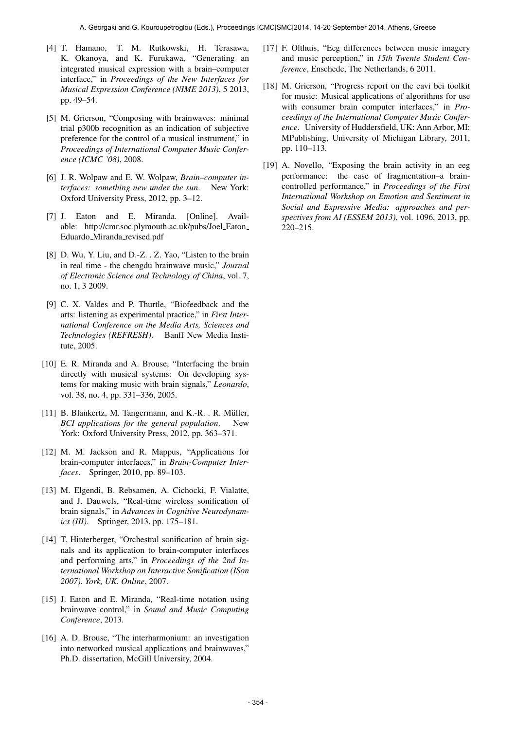[4] T. Hamano, T. M. Rutkowski, H. Terasawa, K. Okanoya, and K. Furukawa, "Generating an integrated musical expression with a brain–computer interface," in *Proceedings of the New Interfaces for Musical Expression Conference (NIME 2013)*, 5 2013, pp. 49–54.

[5] M. Grierson, "Composing with brainwaves: minimal trial p300b recognition as an indication of subjective preference for the control of a musical instrument," in *Proceedings of International Computer Music Conference (ICMC '08)*, 2008.

[6] J. R. Wolpaw and E. W. Wolpaw, *Brain–computer interfaces: something new under the sun*. New York: Oxford University Press, 2012, pp. 3–12.

[7] J. Eaton and E. Miranda. [Online]. Available: http://cmr.soc.plymouth.ac.uk/pubs/Joel_Eaton_Eduardo_Miranda_revised.pdf

[8] D. Wu, Y. Liu, and D.-Z. . Z. Yao, "Listen to the brain in real time - the chengdu brainwave music," *Journal of Electronic Science and Technology of China*, vol. 7, no. 1, 3 2009.

[9] C. X. Valdes and P. Thurtle, "Biofeedback and the arts: listening as experimental practice," in *First International Conference on the Media Arts, Sciences and Technologies (REFRESH)*. Banff New Media Institute, 2005.

[10] E. R. Miranda and A. Brouse, "Interfacing the brain directly with musical systems: On developing systems for making music with brain signals," *Leonardo*, vol. 38, no. 4, pp. 331–336, 2005.

[11] B. Blankertz, M. Tangermann, and K.-R. . R. Müller, *BCI applications for the general population*. New York: Oxford University Press, 2012, pp. 363–371.

[12] M. M. Jackson and R. Mappus, "Applications for brain-computer interfaces," in *Brain-Computer Interfaces*. Springer, 2010, pp. 89–103.

[13] M. Elgendi, B. Rebsamen, A. Cichocki, F. Vialatte, and J. Dauwels, "Real-time wireless sonification of brain signals," in *Advances in Cognitive Neurodynamics (III)*. Springer, 2013, pp. 175–181.

[14] T. Hinterberger, "Orchestral sonification of brain signals and its application to brain-computer interfaces and performing arts," in *Proceedings of the 2nd International Workshop on Interactive Sonification (ISon 2007). York, UK. Online*, 2007.

[15] J. Eaton and E. Miranda, "Real-time notation using brainwave control," in *Sound and Music Computing Conference*, 2013.

[16] A. D. Brouse, "The interharmonium: an investigation into networked musical applications and brainwaves," Ph.D. dissertation, McGill University, 2004.

[17] F. Olthuis, "Eeg differences between music imagery and music perception," in *15th Twente Student Conference*, Enschede, The Netherlands, 6 2011.

[18] M. Grierson, "Progress report on the eavi bci toolkit for music: Musical applications of algorithms for use with consumer brain computer interfaces," in *Proceedings of the International Computer Music Conference*. University of Huddersfield, UK: Ann Arbor, MI: MPublishing, University of Michigan Library, 2011, pp. 110–113.

[19] A. Novello, "Exposing the brain activity in an eeg performance: the case of fragmentation–a brain-controlled performance," in *Proceedings of the First International Workshop on Emotion and Sentiment in Social and Expressive Media: approaches and perspectives from AI (ESSEM 2013)*, vol. 1096, 2013, pp. 220–215.